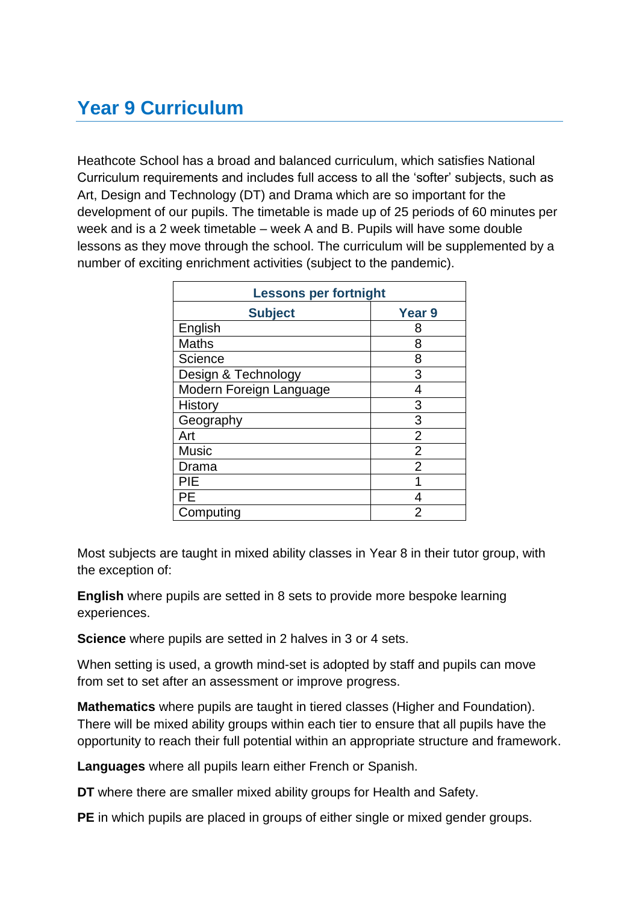# Year 9 Curriculum

Heathcote School has a broad and balanced curriculum, which satisfies National Curriculum requirements and includes full access to all the 'softer' subjects, such as Art, Design and Technology (DT) and Drama which are so important for the development of our pupils. The timetable is made up of 25 periods of 60 minutes per week and is a 2 week timetable – week A and B. Pupils will have some double lessons as they move through the school. The curriculum will be supplemented by a number of exciting enrichment activities (subject to the pandemic).

| Lessons per fortnight | |
|---|---|
| **Subject** | **Year 9** |
| English | 8 |
| Maths | 8 |
| Science | 8 |
| Design & Technology | 3 |
| Modern Foreign Language | 4 |
| History | 3 |
| Geography | 3 |
| Art | 2 |
| Music | 2 |
| Drama | 2 |
| PIE | 1 |
| PE | 4 |
| Computing | 2 |

Most subjects are taught in mixed ability classes in Year 8 in their tutor group, with the exception of:

**English** where pupils are setted in 8 sets to provide more bespoke learning experiences.

**Science** where pupils are setted in 2 halves in 3 or 4 sets.

When setting is used, a growth mind-set is adopted by staff and pupils can move from set to set after an assessment or improve progress.

**Mathematics** where pupils are taught in tiered classes (Higher and Foundation). There will be mixed ability groups within each tier to ensure that all pupils have the opportunity to reach their full potential within an appropriate structure and framework.

**Languages** where all pupils learn either French or Spanish.

**DT** where there are smaller mixed ability groups for Health and Safety.

**PE** in which pupils are placed in groups of either single or mixed gender groups.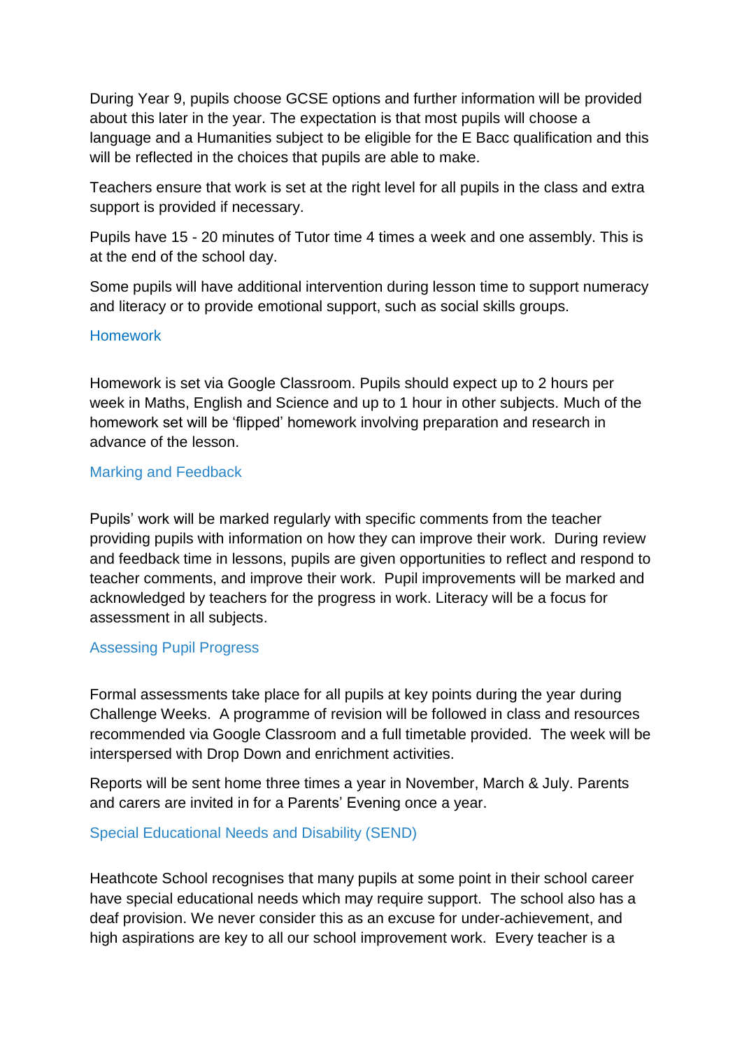During Year 9, pupils choose GCSE options and further information will be provided about this later in the year. The expectation is that most pupils will choose a language and a Humanities subject to be eligible for the E Bacc qualification and this will be reflected in the choices that pupils are able to make.

Teachers ensure that work is set at the right level for all pupils in the class and extra support is provided if necessary.

Pupils have 15 - 20 minutes of Tutor time 4 times a week and one assembly. This is at the end of the school day.

Some pupils will have additional intervention during lesson time to support numeracy and literacy or to provide emotional support, such as social skills groups.

## Homework

Homework is set via Google Classroom. Pupils should expect up to 2 hours per week in Maths, English and Science and up to 1 hour in other subjects. Much of the homework set will be 'flipped' homework involving preparation and research in advance of the lesson.

## Marking and Feedback

Pupils' work will be marked regularly with specific comments from the teacher providing pupils with information on how they can improve their work. During review and feedback time in lessons, pupils are given opportunities to reflect and respond to teacher comments, and improve their work. Pupil improvements will be marked and acknowledged by teachers for the progress in work. Literacy will be a focus for assessment in all subjects.

## Assessing Pupil Progress

Formal assessments take place for all pupils at key points during the year during Challenge Weeks. A programme of revision will be followed in class and resources recommended via Google Classroom and a full timetable provided. The week will be interspersed with Drop Down and enrichment activities.

Reports will be sent home three times a year in November, March & July. Parents and carers are invited in for a Parents' Evening once a year.

## Special Educational Needs and Disability (SEND)

Heathcote School recognises that many pupils at some point in their school career have special educational needs which may require support. The school also has a deaf provision. We never consider this as an excuse for under-achievement, and high aspirations are key to all our school improvement work. Every teacher is a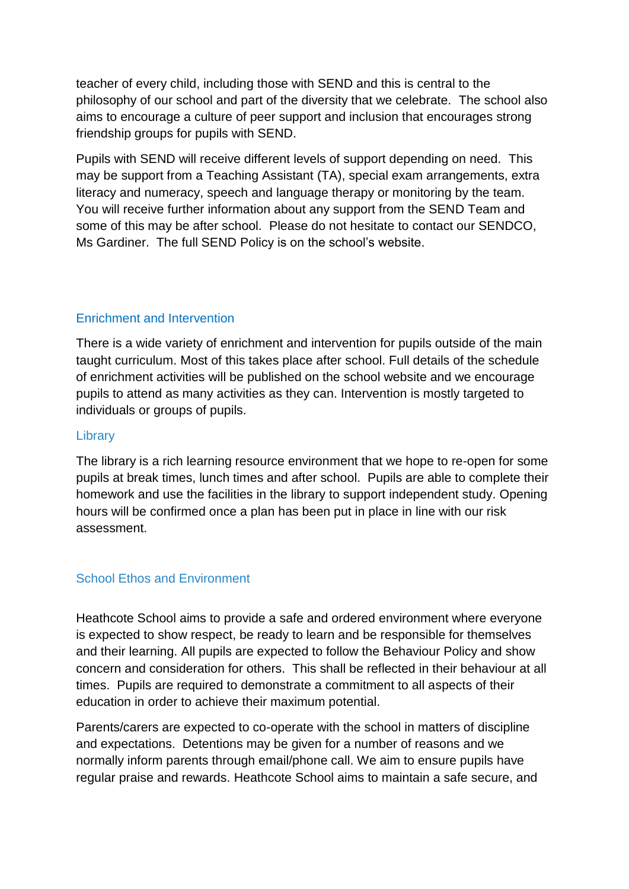teacher of every child, including those with SEND and this is central to the philosophy of our school and part of the diversity that we celebrate. The school also aims to encourage a culture of peer support and inclusion that encourages strong friendship groups for pupils with SEND.

Pupils with SEND will receive different levels of support depending on need. This may be support from a Teaching Assistant (TA), special exam arrangements, extra literacy and numeracy, speech and language therapy or monitoring by the team. You will receive further information about any support from the SEND Team and some of this may be after school. Please do not hesitate to contact our SENDCO, Ms Gardiner. The full SEND Policy is on the school's website.

## Enrichment and Intervention

There is a wide variety of enrichment and intervention for pupils outside of the main taught curriculum. Most of this takes place after school. Full details of the schedule of enrichment activities will be published on the school website and we encourage pupils to attend as many activities as they can. Intervention is mostly targeted to individuals or groups of pupils.

## Library

The library is a rich learning resource environment that we hope to re-open for some pupils at break times, lunch times and after school. Pupils are able to complete their homework and use the facilities in the library to support independent study. Opening hours will be confirmed once a plan has been put in place in line with our risk assessment.

## School Ethos and Environment

Heathcote School aims to provide a safe and ordered environment where everyone is expected to show respect, be ready to learn and be responsible for themselves and their learning. All pupils are expected to follow the Behaviour Policy and show concern and consideration for others. This shall be reflected in their behaviour at all times. Pupils are required to demonstrate a commitment to all aspects of their education in order to achieve their maximum potential.

Parents/carers are expected to co-operate with the school in matters of discipline and expectations. Detentions may be given for a number of reasons and we normally inform parents through email/phone call. We aim to ensure pupils have regular praise and rewards. Heathcote School aims to maintain a safe secure, and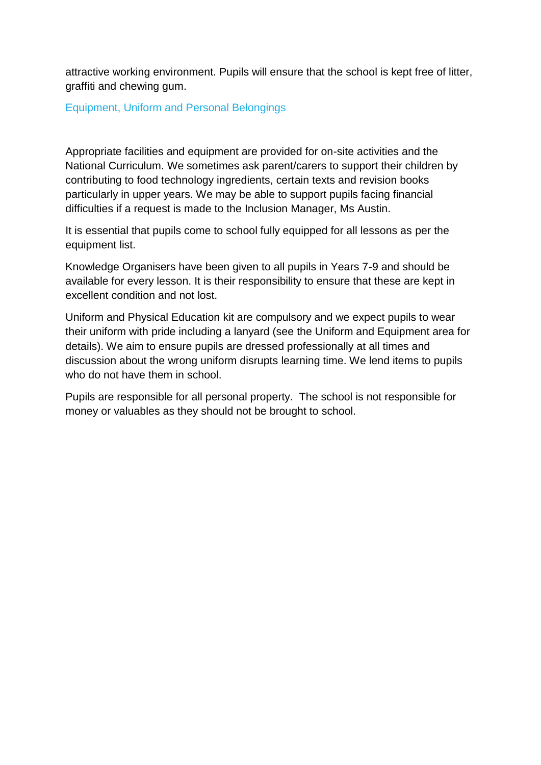attractive working environment. Pupils will ensure that the school is kept free of litter, graffiti and chewing gum.

## Equipment, Uniform and Personal Belongings

Appropriate facilities and equipment are provided for on-site activities and the National Curriculum. We sometimes ask parent/carers to support their children by contributing to food technology ingredients, certain texts and revision books particularly in upper years. We may be able to support pupils facing financial difficulties if a request is made to the Inclusion Manager, Ms Austin.

It is essential that pupils come to school fully equipped for all lessons as per the equipment list.

Knowledge Organisers have been given to all pupils in Years 7-9 and should be available for every lesson. It is their responsibility to ensure that these are kept in excellent condition and not lost.

Uniform and Physical Education kit are compulsory and we expect pupils to wear their uniform with pride including a lanyard (see the Uniform and Equipment area for details). We aim to ensure pupils are dressed professionally at all times and discussion about the wrong uniform disrupts learning time. We lend items to pupils who do not have them in school.

Pupils are responsible for all personal property. The school is not responsible for money or valuables as they should not be brought to school.